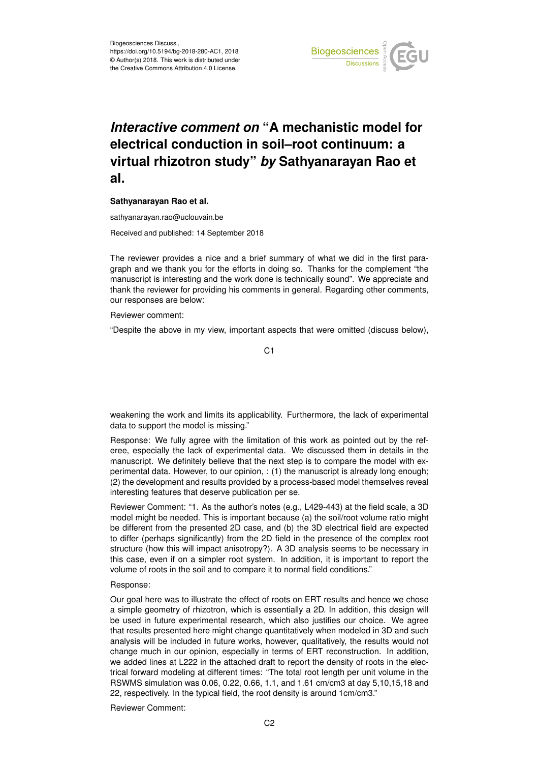Biogeosciences Discuss.,
https://doi.org/10.5194/bg-2018-280-AC1, 2018
© Author(s) 2018. This work is distributed under the Creative Commons Attribution 4.0 License.

# *Interactive comment on* "A mechanistic model for electrical conduction in soil–root continuum: a virtual rhizotron study" *by* Sathyanarayan Rao et al.

**Sathyanarayan Rao et al.**

sathyanarayan.rao@uclouvain.be

Received and published: 14 September 2018

The reviewer provides a nice and a brief summary of what we did in the first paragraph and we thank you for the efforts in doing so. Thanks for the complement "the manuscript is interesting and the work done is technically sound". We appreciate and thank the reviewer for providing his comments in general. Regarding other comments, our responses are below:

Reviewer comment:

"Despite the above in my view, important aspects that were omitted (discuss below), weakening the work and limits its applicability. Furthermore, the lack of experimental data to support the model is missing."

Response: We fully agree with the limitation of this work as pointed out by the referee, especially the lack of experimental data. We discussed them in details in the manuscript. We definitely believe that the next step is to compare the model with experimental data. However, to our opinion, : (1) the manuscript is already long enough; (2) the development and results provided by a process-based model themselves reveal interesting features that deserve publication per se.

Reviewer Comment: "1. As the author's notes (e.g., L429-443) at the field scale, a 3D model might be needed. This is important because (a) the soil/root volume ratio might be different from the presented 2D case, and (b) the 3D electrical field are expected to differ (perhaps significantly) from the 2D field in the presence of the complex root structure (how this will impact anisotropy?). A 3D analysis seems to be necessary in this case, even if on a simpler root system. In addition, it is important to report the volume of roots in the soil and to compare it to normal field conditions."

Response:

Our goal here was to illustrate the effect of roots on ERT results and hence we chose a simple geometry of rhizotron, which is essentially a 2D. In addition, this design will be used in future experimental research, which also justifies our choice. We agree that results presented here might change quantitatively when modeled in 3D and such analysis will be included in future works, however, qualitatively, the results would not change much in our opinion, especially in terms of ERT reconstruction. In addition, we added lines at L222 in the attached draft to report the density of roots in the electrical forward modeling at different times: "The total root length per unit volume in the RSWMS simulation was 0.06, 0.22, 0.66, 1.1, and 1.61 cm/cm3 at day 5,10,15,18 and 22, respectively. In the typical field, the root density is around 1cm/cm3."

Reviewer Comment: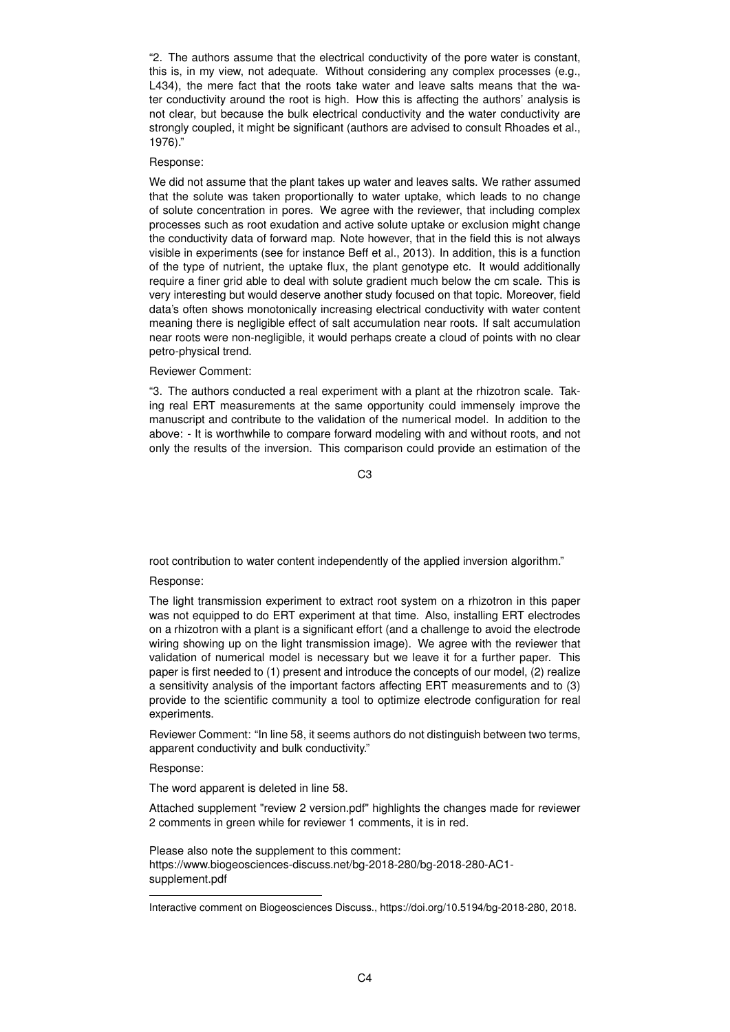"2. The authors assume that the electrical conductivity of the pore water is constant, this is, in my view, not adequate. Without considering any complex processes (e.g., L434), the mere fact that the roots take water and leave salts means that the water conductivity around the root is high. How this is affecting the authors' analysis is not clear, but because the bulk electrical conductivity and the water conductivity are strongly coupled, it might be significant (authors are advised to consult Rhoades et al., 1976)."

Response:

We did not assume that the plant takes up water and leaves salts. We rather assumed that the solute was taken proportionally to water uptake, which leads to no change of solute concentration in pores. We agree with the reviewer, that including complex processes such as root exudation and active solute uptake or exclusion might change the conductivity data of forward map. Note however, that in the field this is not always visible in experiments (see for instance Beff et al., 2013). In addition, this is a function of the type of nutrient, the uptake flux, the plant genotype etc. It would additionally require a finer grid able to deal with solute gradient much below the cm scale. This is very interesting but would deserve another study focused on that topic. Moreover, field data's often shows monotonically increasing electrical conductivity with water content meaning there is negligible effect of salt accumulation near roots. If salt accumulation near roots were non-negligible, it would perhaps create a cloud of points with no clear petro-physical trend.

Reviewer Comment:

"3. The authors conducted a real experiment with a plant at the rhizotron scale. Taking real ERT measurements at the same opportunity could immensely improve the manuscript and contribute to the validation of the numerical model. In addition to the above: - It is worthwhile to compare forward modeling with and without roots, and not only the results of the inversion. This comparison could provide an estimation of the root contribution to water content independently of the applied inversion algorithm."

Response:

The light transmission experiment to extract root system on a rhizotron in this paper was not equipped to do ERT experiment at that time. Also, installing ERT electrodes on a rhizotron with a plant is a significant effort (and a challenge to avoid the electrode wiring showing up on the light transmission image). We agree with the reviewer that validation of numerical model is necessary but we leave it for a further paper. This paper is first needed to (1) present and introduce the concepts of our model, (2) realize a sensitivity analysis of the important factors affecting ERT measurements and to (3) provide to the scientific community a tool to optimize electrode configuration for real experiments.

Reviewer Comment: "In line 58, it seems authors do not distinguish between two terms, apparent conductivity and bulk conductivity."

Response:

The word apparent is deleted in line 58.

Attached supplement "review 2 version.pdf" highlights the changes made for reviewer 2 comments in green while for reviewer 1 comments, it is in red.

Please also note the supplement to this comment:
https://www.biogeosciences-discuss.net/bg-2018-280/bg-2018-280-AC1-supplement.pdf

---

Interactive comment on Biogeosciences Discuss., https://doi.org/10.5194/bg-2018-280, 2018.